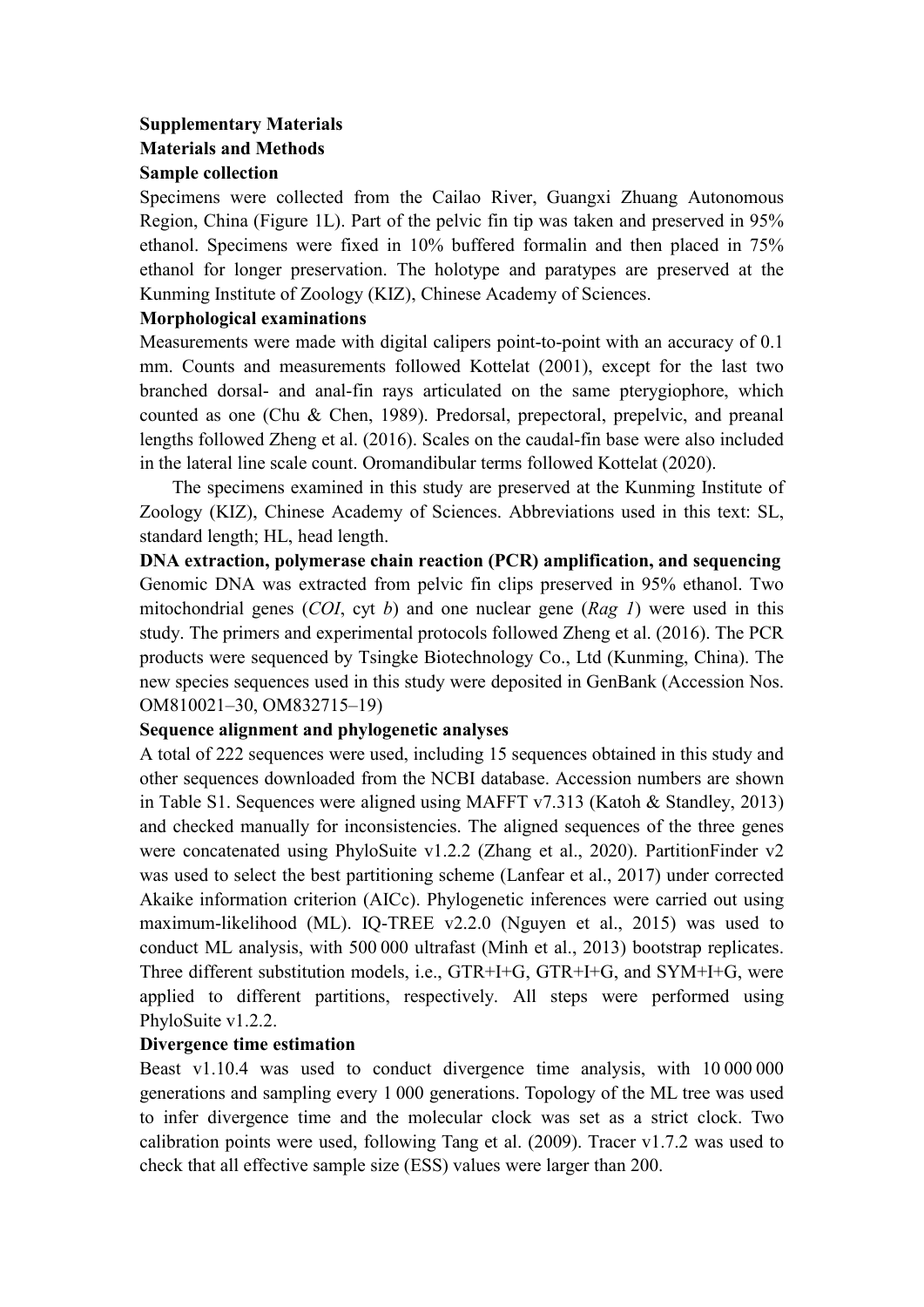**Supplementary Materials**

**Materials and Methods**

**Sample collection**

Specimens were collected from the Cailao River, Guangxi Zhuang Autonomous Region, China (Figure 1L). Part of the pelvic fin tip was taken and preserved in 95% ethanol. Specimens were fixed in 10% buffered formalin and then placed in 75% ethanol for longer preservation. The holotype and paratypes are preserved at the Kunming Institute of Zoology (KIZ), Chinese Academy of Sciences.

**Morphological examinations**

Measurements were made with digital calipers point-to-point with an accuracy of 0.1 mm. Counts and measurements followed Kottelat (2001), except for the last two branched dorsal- and anal-fin rays articulated on the same pterygiophore, which counted as one (Chu & Chen, 1989). Predorsal, prepectoral, prepelvic, and preanal lengths followed Zheng et al. (2016). Scales on the caudal-fin base were also included in the lateral line scale count. Oromandibular terms followed Kottelat (2020).

The specimens examined in this study are preserved at the Kunming Institute of Zoology (KIZ), Chinese Academy of Sciences. Abbreviations used in this text: SL, standard length; HL, head length.

**DNA extraction, polymerase chain reaction (PCR) amplification, and sequencing**

Genomic DNA was extracted from pelvic fin clips preserved in 95% ethanol. Two mitochondrial genes (*COI*, cyt *b*) and one nuclear gene (*Rag 1*) were used in this study. The primers and experimental protocols followed Zheng et al. (2016). The PCR products were sequenced by Tsingke Biotechnology Co., Ltd (Kunming, China). The new species sequences used in this study were deposited in GenBank (Accession Nos. OM810021–30, OM832715–19)

**Sequence alignment and phylogenetic analyses**

A total of 222 sequences were used, including 15 sequences obtained in this study and other sequences downloaded from the NCBI database. Accession numbers are shown in Table S1. Sequences were aligned using MAFFT v7.313 (Katoh & Standley, 2013) and checked manually for inconsistencies. The aligned sequences of the three genes were concatenated using PhyloSuite v1.2.2 (Zhang et al., 2020). PartitionFinder v2 was used to select the best partitioning scheme (Lanfear et al., 2017) under corrected Akaike information criterion (AICc). Phylogenetic inferences were carried out using maximum-likelihood (ML). IQ-TREE v2.2.0 (Nguyen et al., 2015) was used to conduct ML analysis, with 500 000 ultrafast (Minh et al., 2013) bootstrap replicates. Three different substitution models, i.e., GTR+I+G, GTR+I+G, and SYM+I+G, were applied to different partitions, respectively. All steps were performed using PhyloSuite v1.2.2.

**Divergence time estimation**

Beast v1.10.4 was used to conduct divergence time analysis, with 10 000 000 generations and sampling every 1 000 generations. Topology of the ML tree was used to infer divergence time and the molecular clock was set as a strict clock. Two calibration points were used, following Tang et al. (2009). Tracer v1.7.2 was used to check that all effective sample size (ESS) values were larger than 200.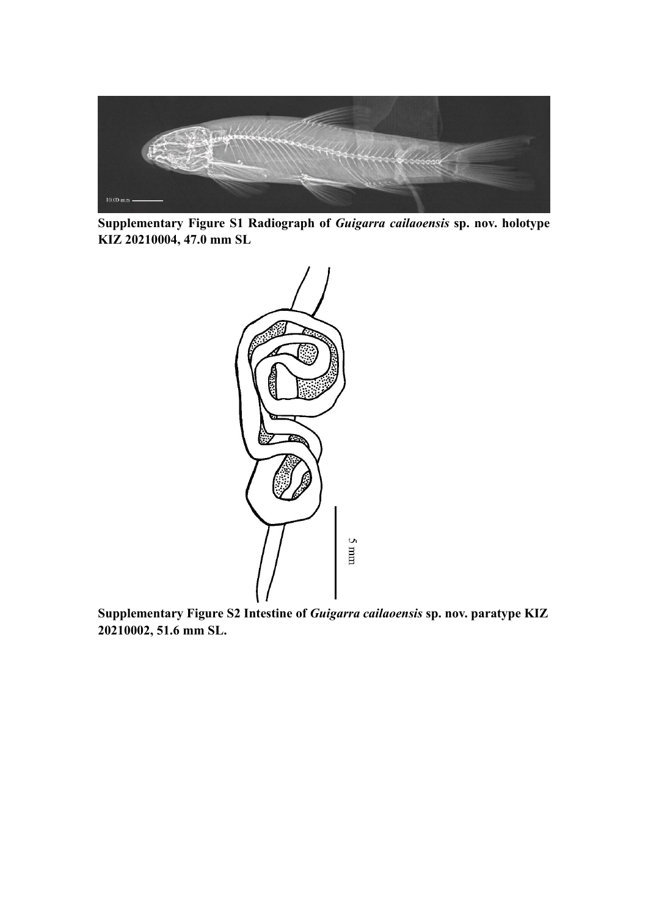**Supplementary Figure S1 Radiograph of *Guigarra cailaoensis* sp. nov. holotype KIZ 20210004, 47.0 mm SL**

**Supplementary Figure S2 Intestine of *Guigarra cailaoensis* sp. nov. paratype KIZ 20210002, 51.6 mm SL.**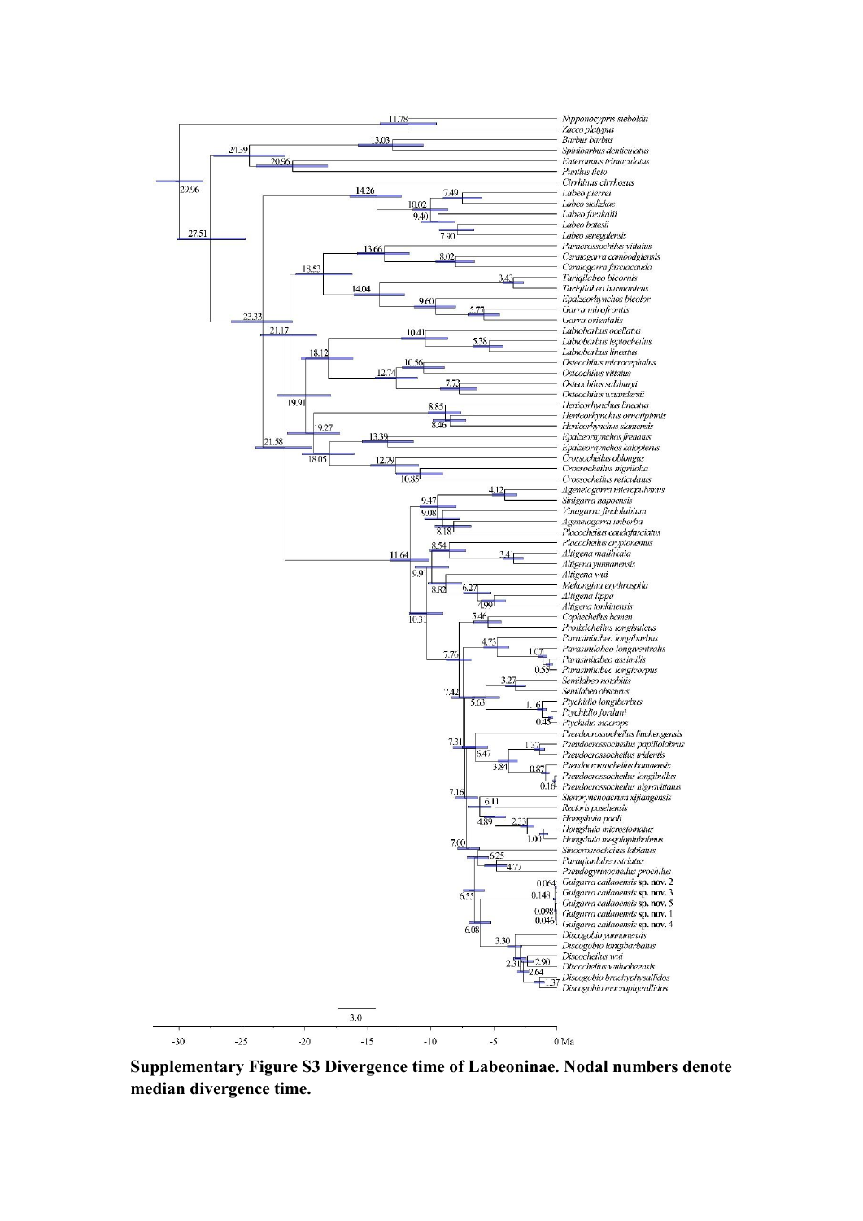**Supplementary Figure S3 Divergence time of Labeoninae. Nodal numbers denote median divergence time.**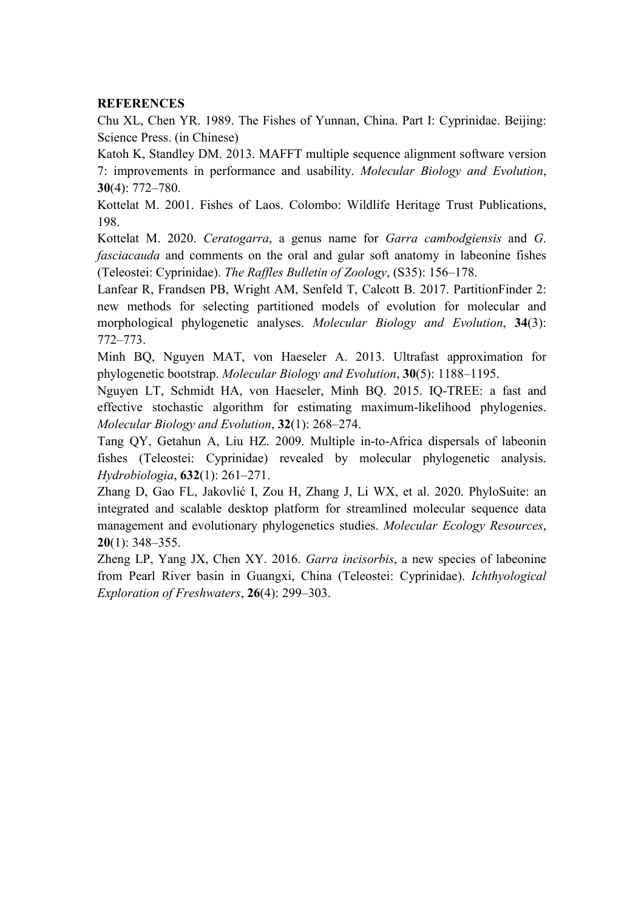**REFERENCES**

Chu XL, Chen YR. 1989. The Fishes of Yunnan, China. Part I: Cyprinidae. Beijing: Science Press. (in Chinese)

Katoh K, Standley DM. 2013. MAFFT multiple sequence alignment software version 7: improvements in performance and usability. *Molecular Biology and Evolution*, **30**(4): 772–780.

Kottelat M. 2001. Fishes of Laos. Colombo: Wildlife Heritage Trust Publications, 198.

Kottelat M. 2020. *Ceratogarra*, a genus name for *Garra cambodgiensis* and *G. fasciacauda* and comments on the oral and gular soft anatomy in labeonine fishes (Teleostei: Cyprinidae). *The Raffles Bulletin of Zoology*, (S35): 156–178.

Lanfear R, Frandsen PB, Wright AM, Senfeld T, Calcott B. 2017. PartitionFinder 2: new methods for selecting partitioned models of evolution for molecular and morphological phylogenetic analyses. *Molecular Biology and Evolution*, **34**(3): 772–773.

Minh BQ, Nguyen MAT, von Haeseler A. 2013. Ultrafast approximation for phylogenetic bootstrap. *Molecular Biology and Evolution*, **30**(5): 1188–1195.

Nguyen LT, Schmidt HA, von Haeseler, Minh BQ. 2015. IQ-TREE: a fast and effective stochastic algorithm for estimating maximum-likelihood phylogenies. *Molecular Biology and Evolution*, **32**(1): 268–274.

Tang QY, Getahun A, Liu HZ. 2009. Multiple in-to-Africa dispersals of labeonin fishes (Teleostei: Cyprinidae) revealed by molecular phylogenetic analysis. *Hydrobiologia*, **632**(1): 261–271.

Zhang D, Gao FL, Jakovlić I, Zou H, Zhang J, Li WX, et al. 2020. PhyloSuite: an integrated and scalable desktop platform for streamlined molecular sequence data management and evolutionary phylogenetics studies. *Molecular Ecology Resources*, **20**(1): 348–355.

Zheng LP, Yang JX, Chen XY. 2016. *Garra incisorbis*, a new species of labeonine from Pearl River basin in Guangxi, China (Teleostei: Cyprinidae). *Ichthyological Exploration of Freshwaters*, **26**(4): 299–303.